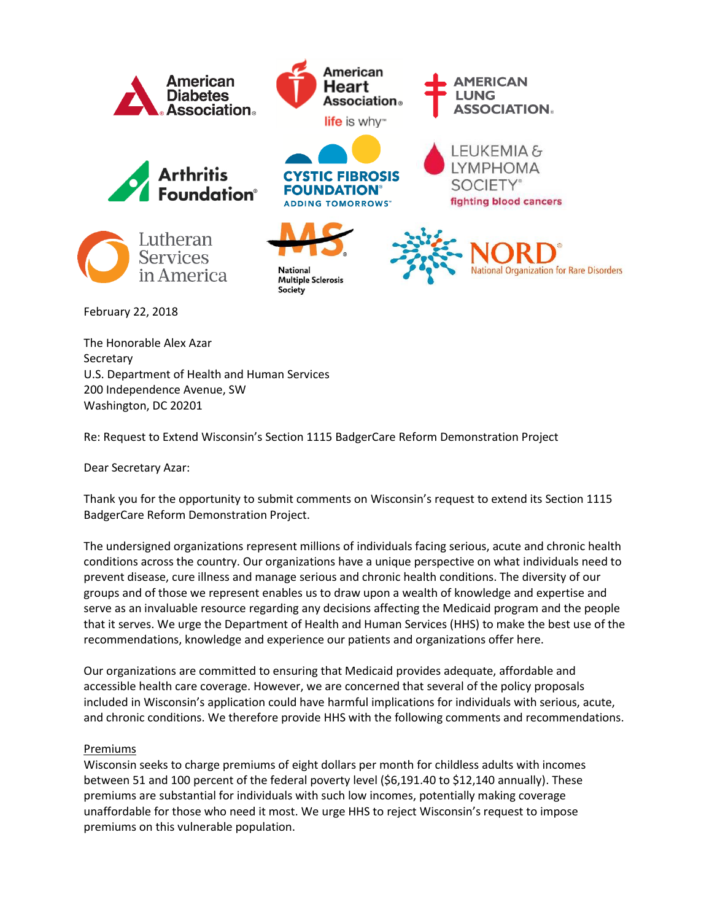American Diabetes Association

American Heart Association
life is why

American Lung Association

Arthritis Foundation

Cystic Fibrosis Foundation
ADDING TOMORROWS

Leukemia & Lymphoma Society
fighting blood cancers

Lutheran Services in America

National Multiple Sclerosis Society

NORD
National Organization for Rare Disorders

February 22, 2018

The Honorable Alex Azar
Secretary
U.S. Department of Health and Human Services
200 Independence Avenue, SW
Washington, DC 20201

Re: Request to Extend Wisconsin's Section 1115 BadgerCare Reform Demonstration Project

Dear Secretary Azar:

Thank you for the opportunity to submit comments on Wisconsin's request to extend its Section 1115 BadgerCare Reform Demonstration Project.

The undersigned organizations represent millions of individuals facing serious, acute and chronic health conditions across the country. Our organizations have a unique perspective on what individuals need to prevent disease, cure illness and manage serious and chronic health conditions. The diversity of our groups and of those we represent enables us to draw upon a wealth of knowledge and expertise and serve as an invaluable resource regarding any decisions affecting the Medicaid program and the people that it serves. We urge the Department of Health and Human Services (HHS) to make the best use of the recommendations, knowledge and experience our patients and organizations offer here.

Our organizations are committed to ensuring that Medicaid provides adequate, affordable and accessible health care coverage. However, we are concerned that several of the policy proposals included in Wisconsin's application could have harmful implications for individuals with serious, acute, and chronic conditions. We therefore provide HHS with the following comments and recommendations.

<u>Premiums</u>

Wisconsin seeks to charge premiums of eight dollars per month for childless adults with incomes between 51 and 100 percent of the federal poverty level ($6,191.40 to $12,140 annually). These premiums are substantial for individuals with such low incomes, potentially making coverage unaffordable for those who need it most. We urge HHS to reject Wisconsin's request to impose premiums on this vulnerable population.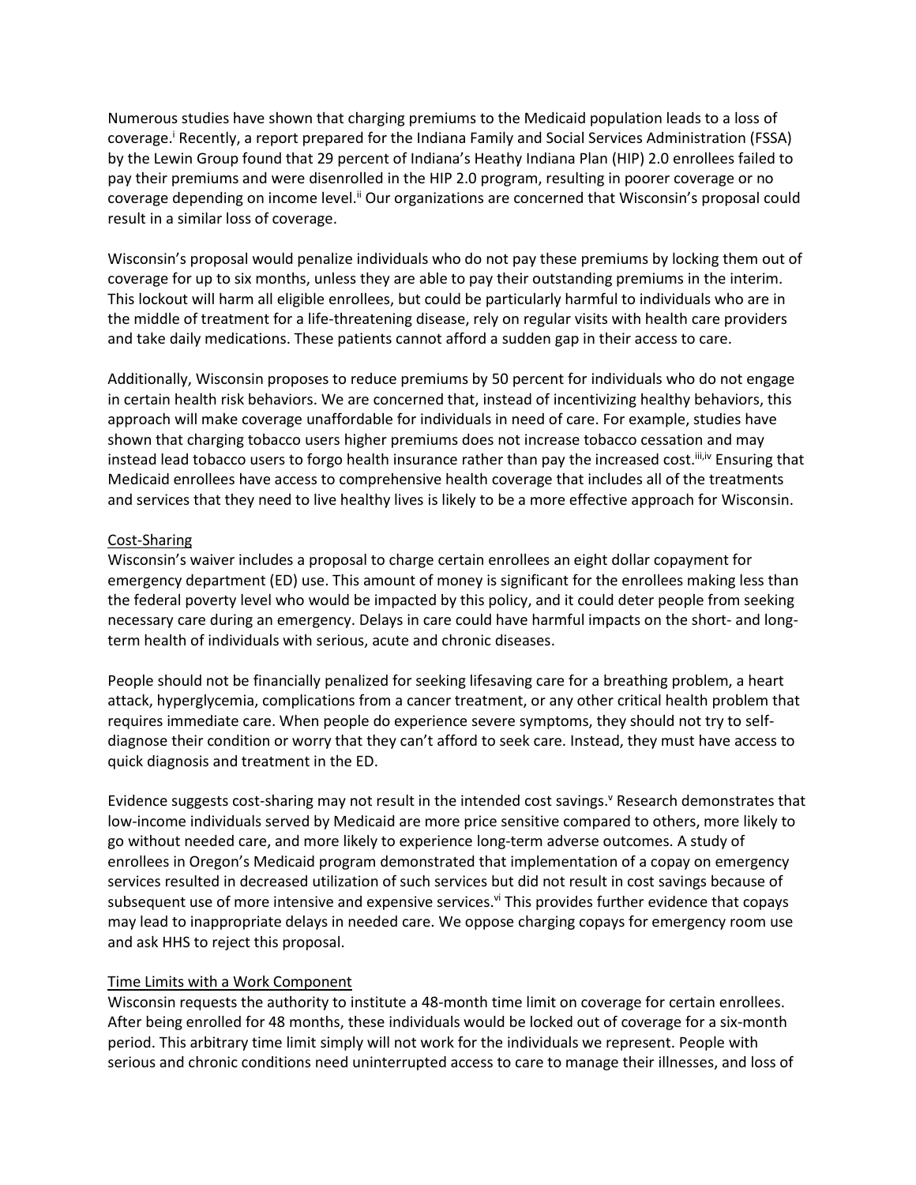Numerous studies have shown that charging premiums to the Medicaid population leads to a loss of coverage.[i] Recently, a report prepared for the Indiana Family and Social Services Administration (FSSA) by the Lewin Group found that 29 percent of Indiana's Heathy Indiana Plan (HIP) 2.0 enrollees failed to pay their premiums and were disenrolled in the HIP 2.0 program, resulting in poorer coverage or no coverage depending on income level.[ii] Our organizations are concerned that Wisconsin's proposal could result in a similar loss of coverage.

Wisconsin's proposal would penalize individuals who do not pay these premiums by locking them out of coverage for up to six months, unless they are able to pay their outstanding premiums in the interim. This lockout will harm all eligible enrollees, but could be particularly harmful to individuals who are in the middle of treatment for a life-threatening disease, rely on regular visits with health care providers and take daily medications. These patients cannot afford a sudden gap in their access to care.

Additionally, Wisconsin proposes to reduce premiums by 50 percent for individuals who do not engage in certain health risk behaviors. We are concerned that, instead of incentivizing healthy behaviors, this approach will make coverage unaffordable for individuals in need of care. For example, studies have shown that charging tobacco users higher premiums does not increase tobacco cessation and may instead lead tobacco users to forgo health insurance rather than pay the increased cost.[iii,iv] Ensuring that Medicaid enrollees have access to comprehensive health coverage that includes all of the treatments and services that they need to live healthy lives is likely to be a more effective approach for Wisconsin.

<u>Cost-Sharing</u>

Wisconsin's waiver includes a proposal to charge certain enrollees an eight dollar copayment for emergency department (ED) use. This amount of money is significant for the enrollees making less than the federal poverty level who would be impacted by this policy, and it could deter people from seeking necessary care during an emergency. Delays in care could have harmful impacts on the short- and long-term health of individuals with serious, acute and chronic diseases.

People should not be financially penalized for seeking lifesaving care for a breathing problem, a heart attack, hyperglycemia, complications from a cancer treatment, or any other critical health problem that requires immediate care. When people do experience severe symptoms, they should not try to self-diagnose their condition or worry that they can't afford to seek care. Instead, they must have access to quick diagnosis and treatment in the ED.

Evidence suggests cost-sharing may not result in the intended cost savings.[v] Research demonstrates that low-income individuals served by Medicaid are more price sensitive compared to others, more likely to go without needed care, and more likely to experience long-term adverse outcomes. A study of enrollees in Oregon's Medicaid program demonstrated that implementation of a copay on emergency services resulted in decreased utilization of such services but did not result in cost savings because of subsequent use of more intensive and expensive services.[vi] This provides further evidence that copays may lead to inappropriate delays in needed care. We oppose charging copays for emergency room use and ask HHS to reject this proposal.

<u>Time Limits with a Work Component</u>

Wisconsin requests the authority to institute a 48-month time limit on coverage for certain enrollees. After being enrolled for 48 months, these individuals would be locked out of coverage for a six-month period. This arbitrary time limit simply will not work for the individuals we represent. People with serious and chronic conditions need uninterrupted access to care to manage their illnesses, and loss of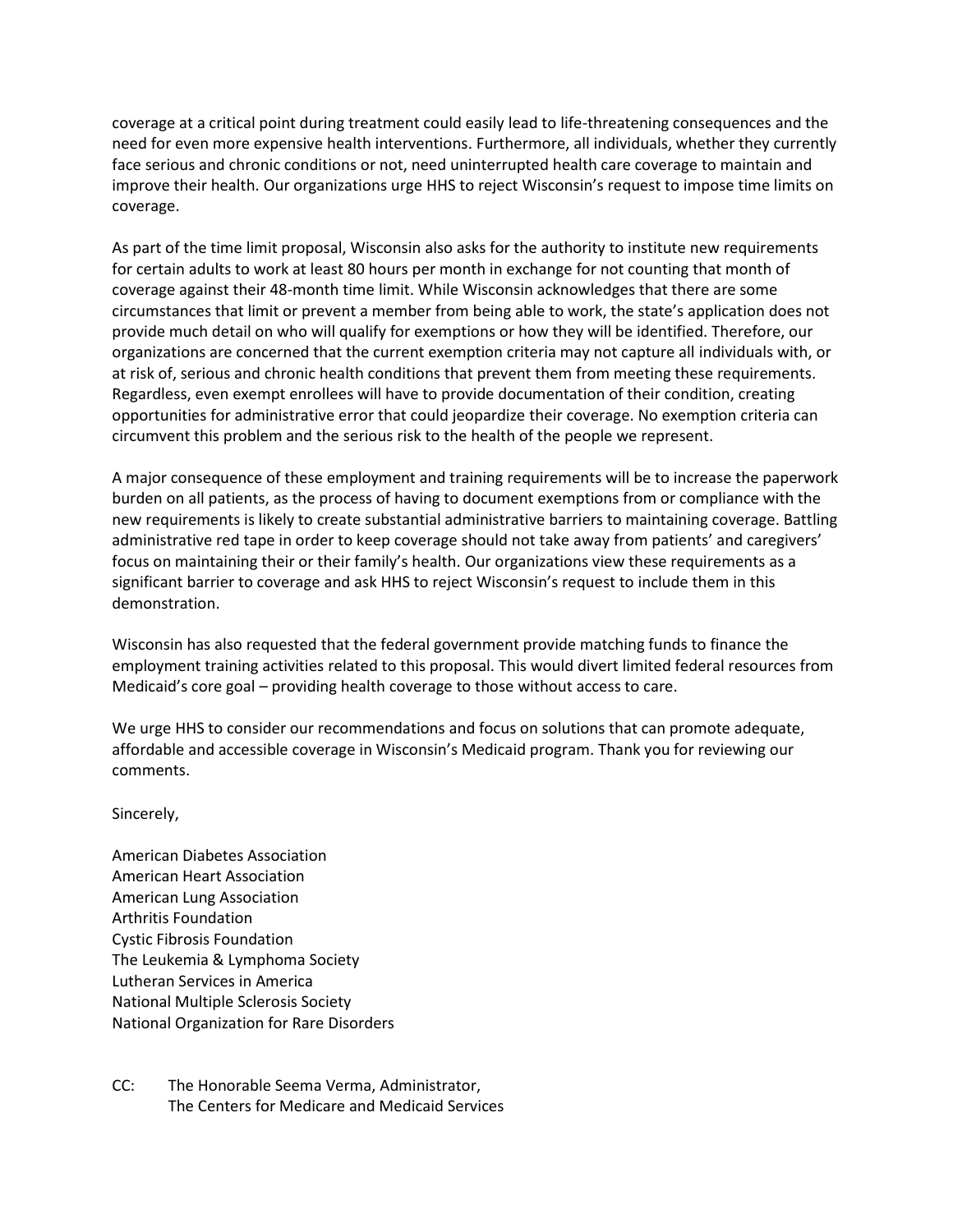coverage at a critical point during treatment could easily lead to life-threatening consequences and the need for even more expensive health interventions. Furthermore, all individuals, whether they currently face serious and chronic conditions or not, need uninterrupted health care coverage to maintain and improve their health. Our organizations urge HHS to reject Wisconsin's request to impose time limits on coverage.

As part of the time limit proposal, Wisconsin also asks for the authority to institute new requirements for certain adults to work at least 80 hours per month in exchange for not counting that month of coverage against their 48-month time limit. While Wisconsin acknowledges that there are some circumstances that limit or prevent a member from being able to work, the state's application does not provide much detail on who will qualify for exemptions or how they will be identified. Therefore, our organizations are concerned that the current exemption criteria may not capture all individuals with, or at risk of, serious and chronic health conditions that prevent them from meeting these requirements. Regardless, even exempt enrollees will have to provide documentation of their condition, creating opportunities for administrative error that could jeopardize their coverage. No exemption criteria can circumvent this problem and the serious risk to the health of the people we represent.

A major consequence of these employment and training requirements will be to increase the paperwork burden on all patients, as the process of having to document exemptions from or compliance with the new requirements is likely to create substantial administrative barriers to maintaining coverage. Battling administrative red tape in order to keep coverage should not take away from patients' and caregivers' focus on maintaining their or their family's health. Our organizations view these requirements as a significant barrier to coverage and ask HHS to reject Wisconsin's request to include them in this demonstration.

Wisconsin has also requested that the federal government provide matching funds to finance the employment training activities related to this proposal. This would divert limited federal resources from Medicaid's core goal – providing health coverage to those without access to care.

We urge HHS to consider our recommendations and focus on solutions that can promote adequate, affordable and accessible coverage in Wisconsin's Medicaid program. Thank you for reviewing our comments.

Sincerely,

American Diabetes Association
American Heart Association
American Lung Association
Arthritis Foundation
Cystic Fibrosis Foundation
The Leukemia & Lymphoma Society
Lutheran Services in America
National Multiple Sclerosis Society
National Organization for Rare Disorders

CC: The Honorable Seema Verma, Administrator,
The Centers for Medicare and Medicaid Services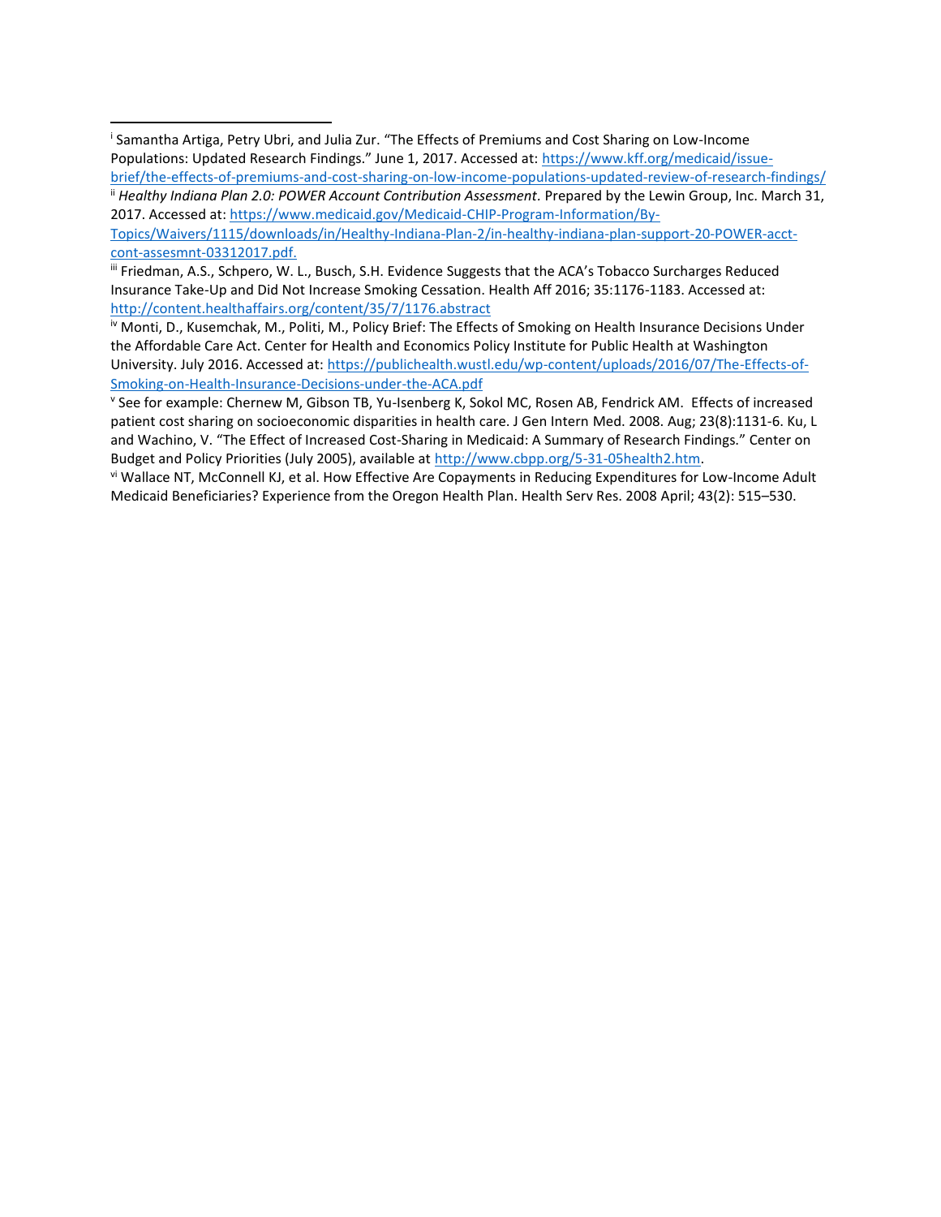---

[i] Samantha Artiga, Petry Ubri, and Julia Zur. "The Effects of Premiums and Cost Sharing on Low-Income Populations: Updated Research Findings." June 1, 2017. Accessed at: https://www.kff.org/medicaid/issue-brief/the-effects-of-premiums-and-cost-sharing-on-low-income-populations-updated-review-of-research-findings/

[ii] *Healthy Indiana Plan 2.0: POWER Account Contribution Assessment.* Prepared by the Lewin Group, Inc. March 31, 2017. Accessed at: https://www.medicaid.gov/Medicaid-CHIP-Program-Information/By-Topics/Waivers/1115/downloads/in/Healthy-Indiana-Plan-2/in-healthy-indiana-plan-support-20-POWER-acct-cont-assesmnt-03312017.pdf.

[iii] Friedman, A.S., Schpero, W. L., Busch, S.H. Evidence Suggests that the ACA's Tobacco Surcharges Reduced Insurance Take-Up and Did Not Increase Smoking Cessation. Health Aff 2016; 35:1176-1183. Accessed at: http://content.healthaffairs.org/content/35/7/1176.abstract

[iv] Monti, D., Kusemchak, M., Politi, M., Policy Brief: The Effects of Smoking on Health Insurance Decisions Under the Affordable Care Act. Center for Health and Economics Policy Institute for Public Health at Washington University. July 2016. Accessed at: https://publichealth.wustl.edu/wp-content/uploads/2016/07/The-Effects-of-Smoking-on-Health-Insurance-Decisions-under-the-ACA.pdf

[v] See for example: Chernew M, Gibson TB, Yu-Isenberg K, Sokol MC, Rosen AB, Fendrick AM. Effects of increased patient cost sharing on socioeconomic disparities in health care. J Gen Intern Med. 2008. Aug; 23(8):1131-6. Ku, L and Wachino, V. "The Effect of Increased Cost-Sharing in Medicaid: A Summary of Research Findings." Center on Budget and Policy Priorities (July 2005), available at http://www.cbpp.org/5-31-05health2.htm.

[vi] Wallace NT, McConnell KJ, et al. How Effective Are Copayments in Reducing Expenditures for Low-Income Adult Medicaid Beneficiaries? Experience from the Oregon Health Plan. Health Serv Res. 2008 April; 43(2): 515–530.